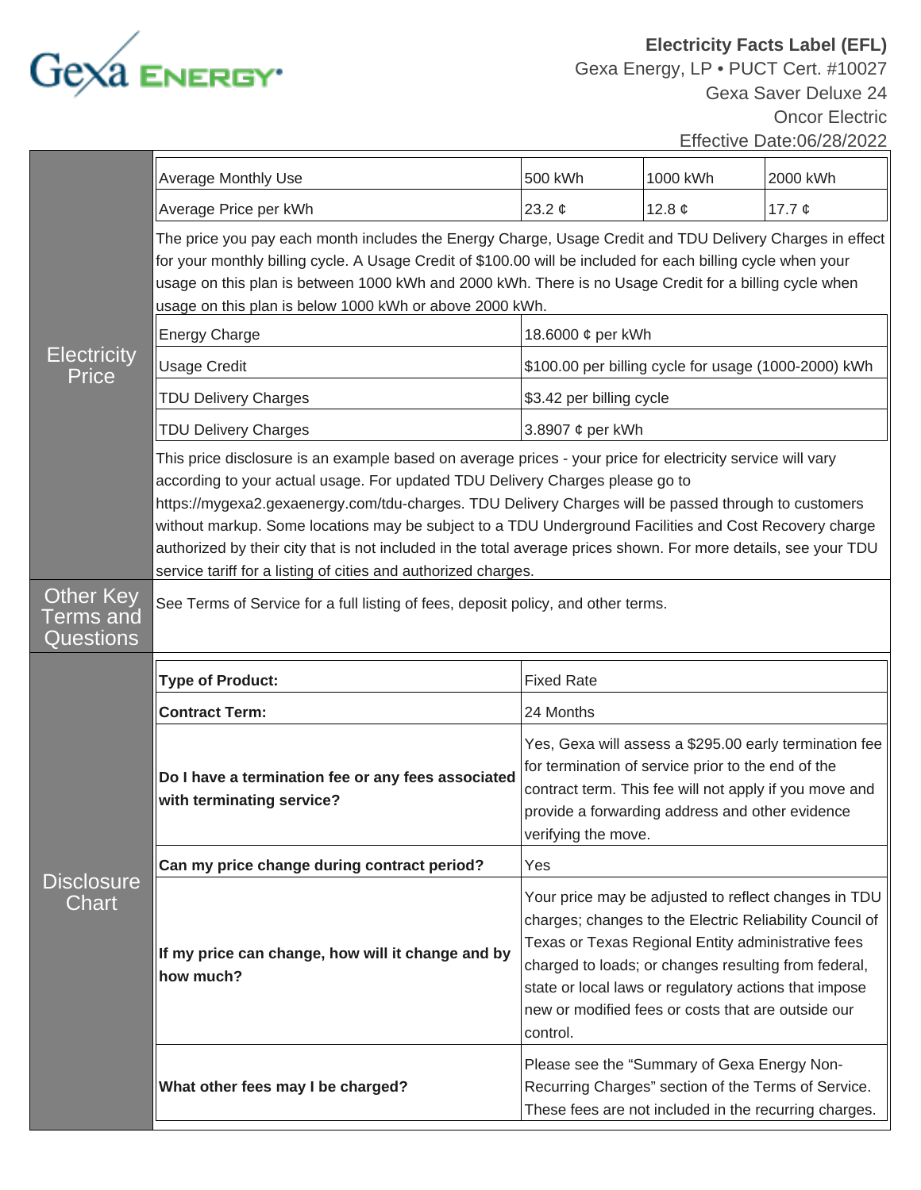Gexa ENERGY

**Electricity Facts Label (EFL)**
Gexa Energy, LP • PUCT Cert. #10027
Gexa Saver Deluxe 24
Oncor Electric
Effective Date:06/28/2022

## Electricity Price

| Average Monthly Use | 500 kWh | 1000 kWh | 2000 kWh |
|---|---|---|---|
| Average Price per kWh | 23.2 ¢ | 12.8 ¢ | 17.7 ¢ |

The price you pay each month includes the Energy Charge, Usage Credit and TDU Delivery Charges in effect for your monthly billing cycle. A Usage Credit of $100.00 will be included for each billing cycle when your usage on this plan is between 1000 kWh and 2000 kWh. There is no Usage Credit for a billing cycle when usage on this plan is below 1000 kWh or above 2000 kWh.

| | |
|---|---|
| Energy Charge | 18.6000 ¢ per kWh |
| Usage Credit | $100.00 per billing cycle for usage (1000-2000) kWh |
| TDU Delivery Charges | $3.42 per billing cycle |
| TDU Delivery Charges | 3.8907 ¢ per kWh |

This price disclosure is an example based on average prices - your price for electricity service will vary according to your actual usage. For updated TDU Delivery Charges please go to https://mygexa2.gexaenergy.com/tdu-charges. TDU Delivery Charges will be passed through to customers without markup. Some locations may be subject to a TDU Underground Facilities and Cost Recovery charge authorized by their city that is not included in the total average prices shown. For more details, see your TDU service tariff for a listing of cities and authorized charges.

## Other Key Terms and Questions

See Terms of Service for a full listing of fees, deposit policy, and other terms.

## Disclosure Chart

| | |
|---|---|
| **Type of Product:** | Fixed Rate |
| **Contract Term:** | 24 Months |
| **Do I have a termination fee or any fees associated with terminating service?** | Yes, Gexa will assess a $295.00 early termination fee for termination of service prior to the end of the contract term. This fee will not apply if you move and provide a forwarding address and other evidence verifying the move. |
| **Can my price change during contract period?** | Yes |
| **If my price can change, how will it change and by how much?** | Your price may be adjusted to reflect changes in TDU charges; changes to the Electric Reliability Council of Texas or Texas Regional Entity administrative fees charged to loads; or changes resulting from federal, state or local laws or regulatory actions that impose new or modified fees or costs that are outside our control. |
| **What other fees may I be charged?** | Please see the "Summary of Gexa Energy Non-Recurring Charges" section of the Terms of Service. These fees are not included in the recurring charges. |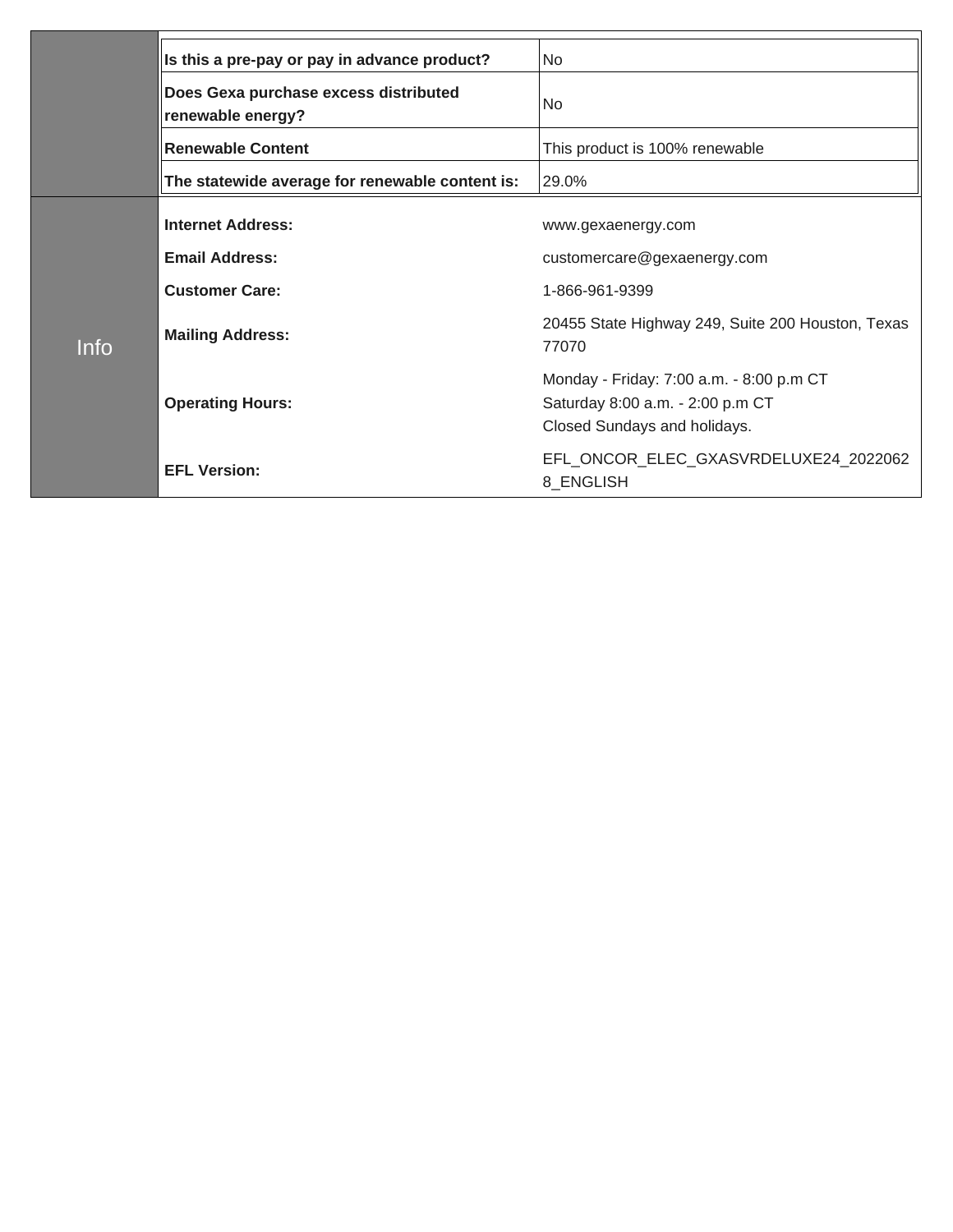| | | |
|---|---|---|
| | Is this a pre-pay or pay in advance product? | No |
| | Does Gexa purchase excess distributed renewable energy? | No |
| | Renewable Content | This product is 100% renewable |
| | The statewide average for renewable content is: | 29.0% |
| Info | Internet Address: | www.gexaenergy.com |
| | Email Address: | customercare@gexaenergy.com |
| | Customer Care: | 1-866-961-9399 |
| | Mailing Address: | 20455 State Highway 249, Suite 200 Houston, Texas 77070 |
| | Operating Hours: | Monday - Friday: 7:00 a.m. - 8:00 p.m CT<br>Saturday 8:00 a.m. - 2:00 p.m CT<br>Closed Sundays and holidays. |
| | EFL Version: | EFL_ONCOR_ELEC_GXASVRDELUXE24_20220628_ENGLISH |